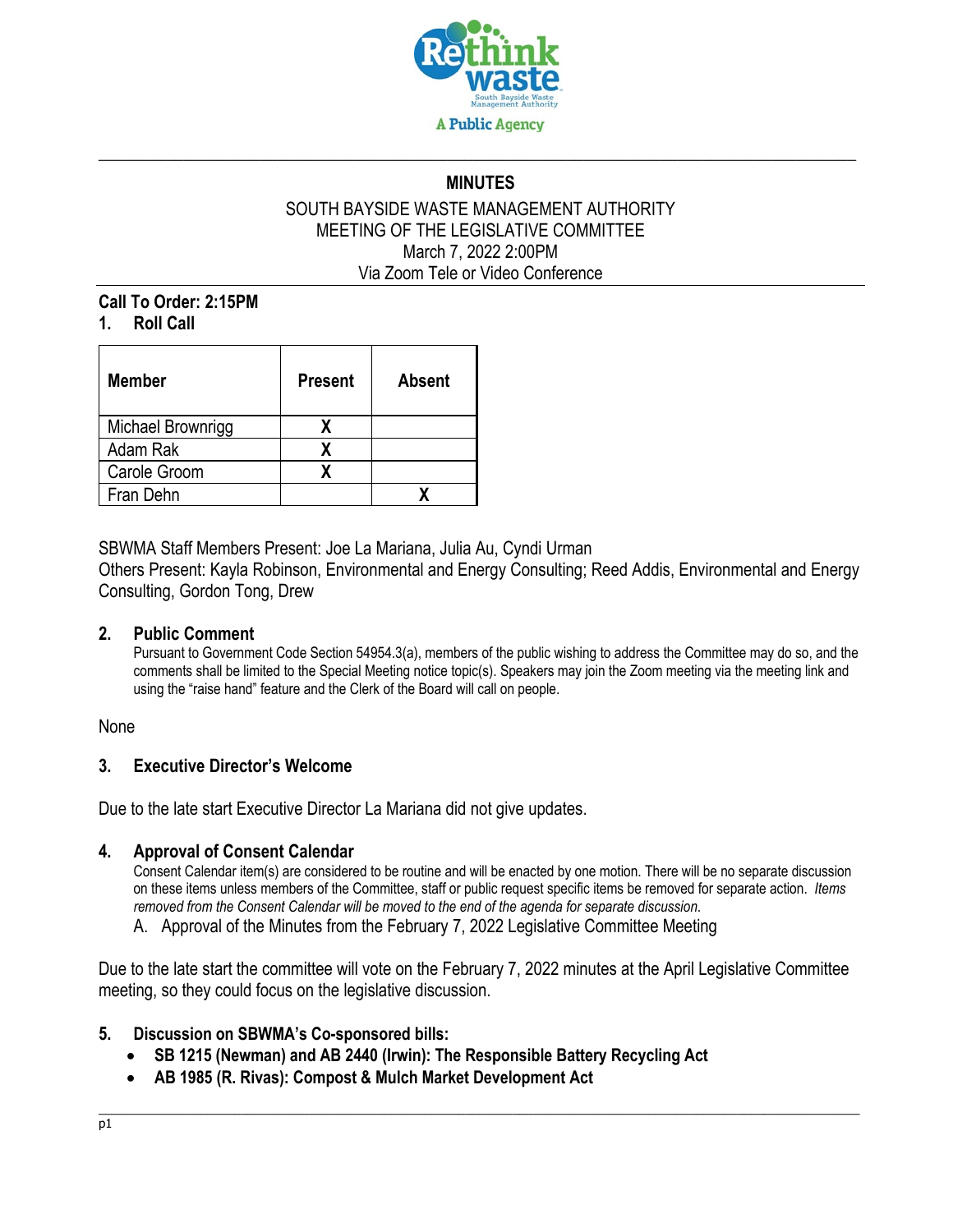# MINUTES

SOUTH BAYSIDE WASTE MANAGEMENT AUTHORITY
MEETING OF THE LEGISLATIVE COMMITTEE
March 7, 2022 2:00PM
Via Zoom Tele or Video Conference

**Call To Order: 2:15PM**

## 1. Roll Call

| Member | Present | Absent |
|---|---|---|
| Michael Brownrigg | X | |
| Adam Rak | X | |
| Carole Groom | X | |
| Fran Dehn | | X |

SBWMA Staff Members Present: Joe La Mariana, Julia Au, Cyndi Urman
Others Present: Kayla Robinson, Environmental and Energy Consulting; Reed Addis, Environmental and Energy Consulting, Gordon Tong, Drew

## 2. Public Comment

Pursuant to Government Code Section 54954.3(a), members of the public wishing to address the Committee may do so, and the comments shall be limited to the Special Meeting notice topic(s). Speakers may join the Zoom meeting via the meeting link and using the "raise hand" feature and the Clerk of the Board will call on people.

None

## 3. Executive Director's Welcome

Due to the late start Executive Director La Mariana did not give updates.

## 4. Approval of Consent Calendar

Consent Calendar item(s) are considered to be routine and will be enacted by one motion. There will be no separate discussion on these items unless members of the Committee, staff or public request specific items be removed for separate action. *Items removed from the Consent Calendar will be moved to the end of the agenda for separate discussion.*

A. Approval of the Minutes from the February 7, 2022 Legislative Committee Meeting

Due to the late start the committee will vote on the February 7, 2022 minutes at the April Legislative Committee meeting, so they could focus on the legislative discussion.

## 5. Discussion on SBWMA's Co-sponsored bills:

- **SB 1215 (Newman) and AB 2440 (Irwin): The Responsible Battery Recycling Act**
- **AB 1985 (R. Rivas): Compost & Mulch Market Development Act**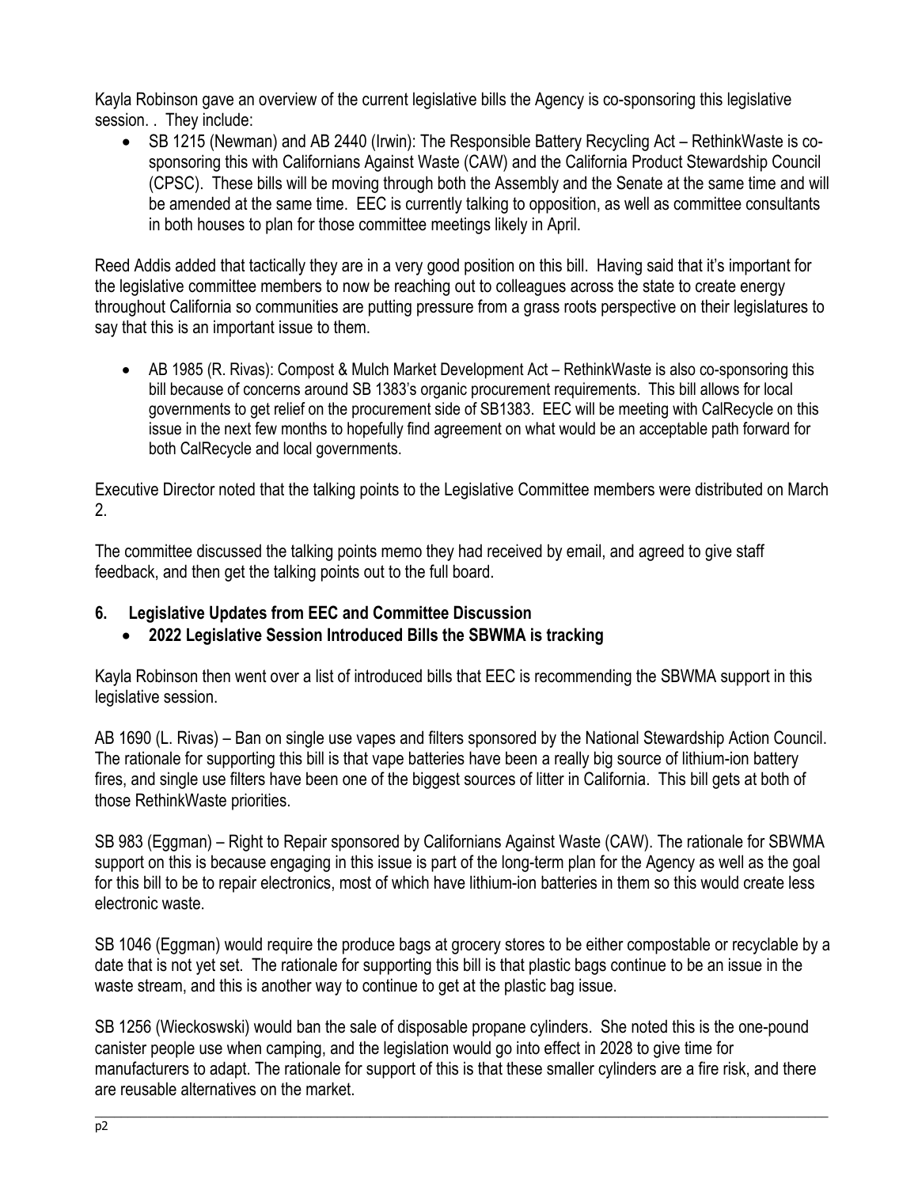Kayla Robinson gave an overview of the current legislative bills the Agency is co-sponsoring this legislative session. . They include:

- SB 1215 (Newman) and AB 2440 (Irwin): The Responsible Battery Recycling Act – RethinkWaste is co-sponsoring this with Californians Against Waste (CAW) and the California Product Stewardship Council (CPSC). These bills will be moving through both the Assembly and the Senate at the same time and will be amended at the same time. EEC is currently talking to opposition, as well as committee consultants in both houses to plan for those committee meetings likely in April.

Reed Addis added that tactically they are in a very good position on this bill. Having said that it's important for the legislative committee members to now be reaching out to colleagues across the state to create energy throughout California so communities are putting pressure from a grass roots perspective on their legislatures to say that this is an important issue to them.

- AB 1985 (R. Rivas): Compost & Mulch Market Development Act – RethinkWaste is also co-sponsoring this bill because of concerns around SB 1383's organic procurement requirements. This bill allows for local governments to get relief on the procurement side of SB1383. EEC will be meeting with CalRecycle on this issue in the next few months to hopefully find agreement on what would be an acceptable path forward for both CalRecycle and local governments.

Executive Director noted that the talking points to the Legislative Committee members were distributed on March 2.

The committee discussed the talking points memo they had received by email, and agreed to give staff feedback, and then get the talking points out to the full board.

## 6. Legislative Updates from EEC and Committee Discussion

- **2022 Legislative Session Introduced Bills the SBWMA is tracking**

Kayla Robinson then went over a list of introduced bills that EEC is recommending the SBWMA support in this legislative session.

AB 1690 (L. Rivas) – Ban on single use vapes and filters sponsored by the National Stewardship Action Council. The rationale for supporting this bill is that vape batteries have been a really big source of lithium-ion battery fires, and single use filters have been one of the biggest sources of litter in California. This bill gets at both of those RethinkWaste priorities.

SB 983 (Eggman) – Right to Repair sponsored by Californians Against Waste (CAW). The rationale for SBWMA support on this is because engaging in this issue is part of the long-term plan for the Agency as well as the goal for this bill to be to repair electronics, most of which have lithium-ion batteries in them so this would create less electronic waste.

SB 1046 (Eggman) would require the produce bags at grocery stores to be either compostable or recyclable by a date that is not yet set. The rationale for supporting this bill is that plastic bags continue to be an issue in the waste stream, and this is another way to continue to get at the plastic bag issue.

SB 1256 (Wieckoswski) would ban the sale of disposable propane cylinders. She noted this is the one-pound canister people use when camping, and the legislation would go into effect in 2028 to give time for manufacturers to adapt. The rationale for support of this is that these smaller cylinders are a fire risk, and there are reusable alternatives on the market.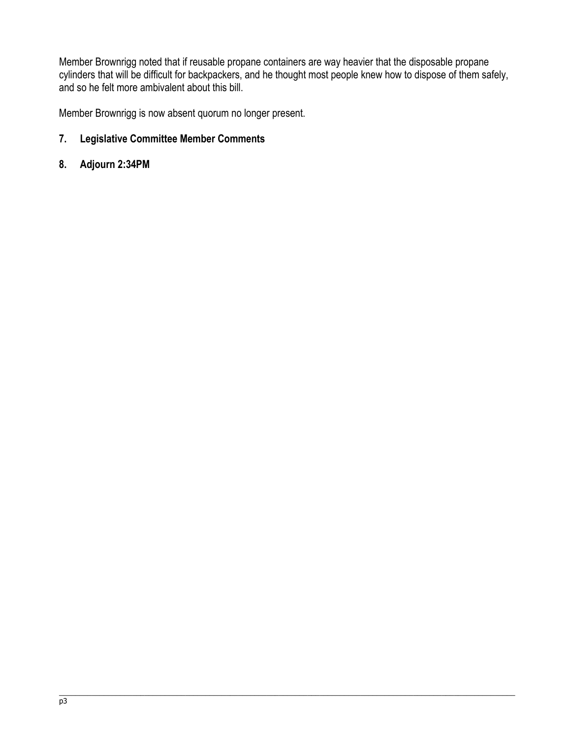Member Brownrigg noted that if reusable propane containers are way heavier that the disposable propane cylinders that will be difficult for backpackers, and he thought most people knew how to dispose of them safely, and so he felt more ambivalent about this bill.

Member Brownrigg is now absent quorum no longer present.

**7. Legislative Committee Member Comments**

**8. Adjourn 2:34PM**